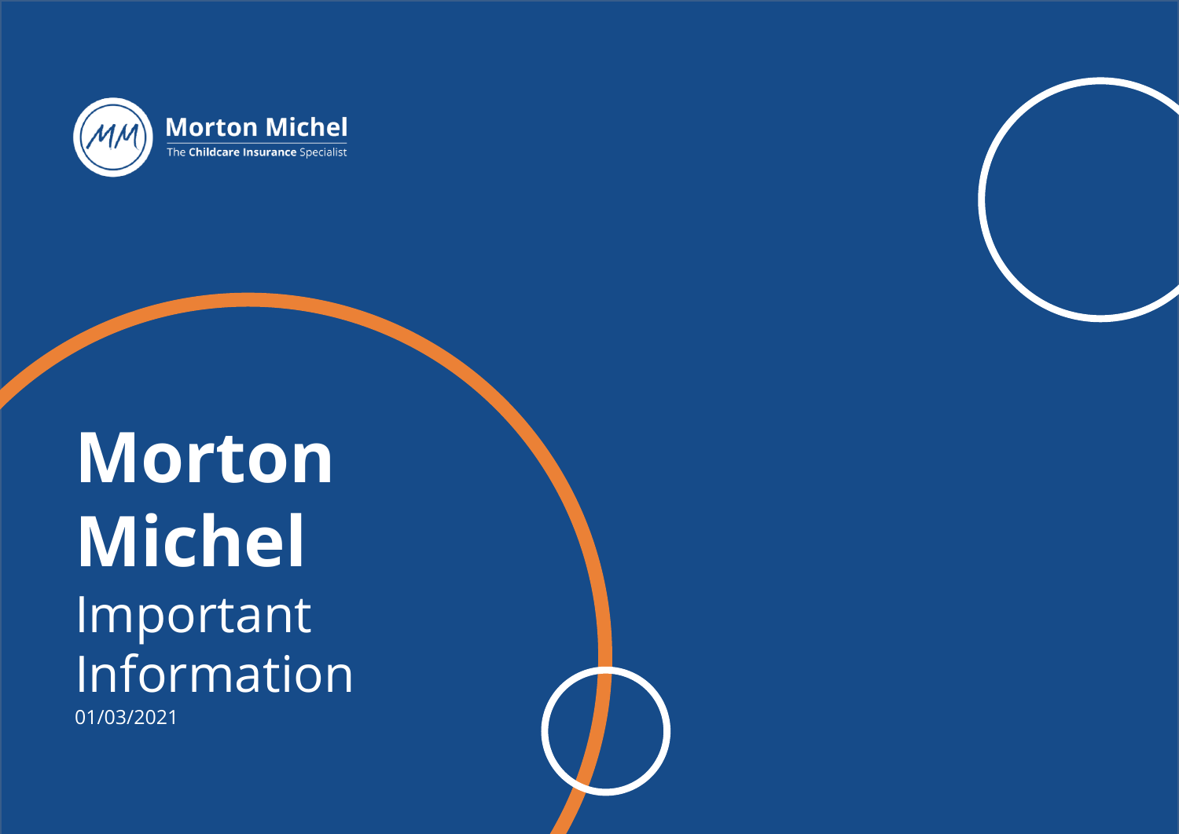Morton Michel

The **Childcare Insurance** Specialist

# Morton Michel

## Important Information

01/03/2021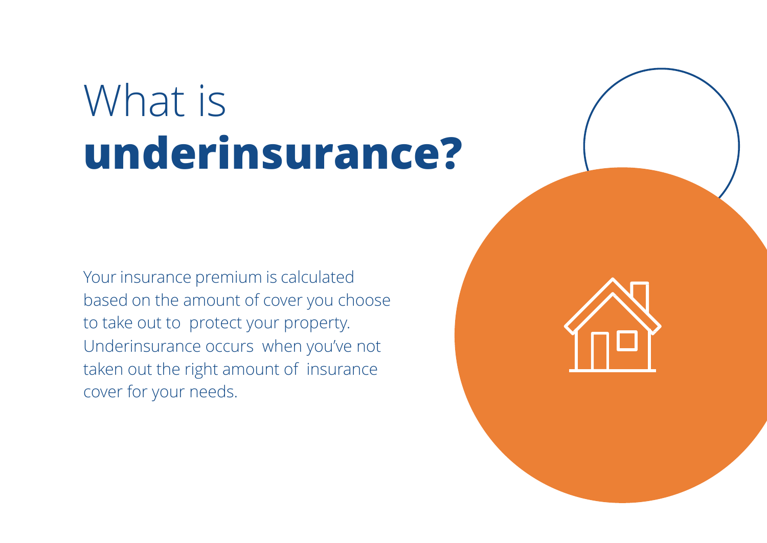# What is **underinsurance?**

Your insurance premium is calculated based on the amount of cover you choose to take out to protect your property. Underinsurance occurs when you've not taken out the right amount of insurance cover for your needs.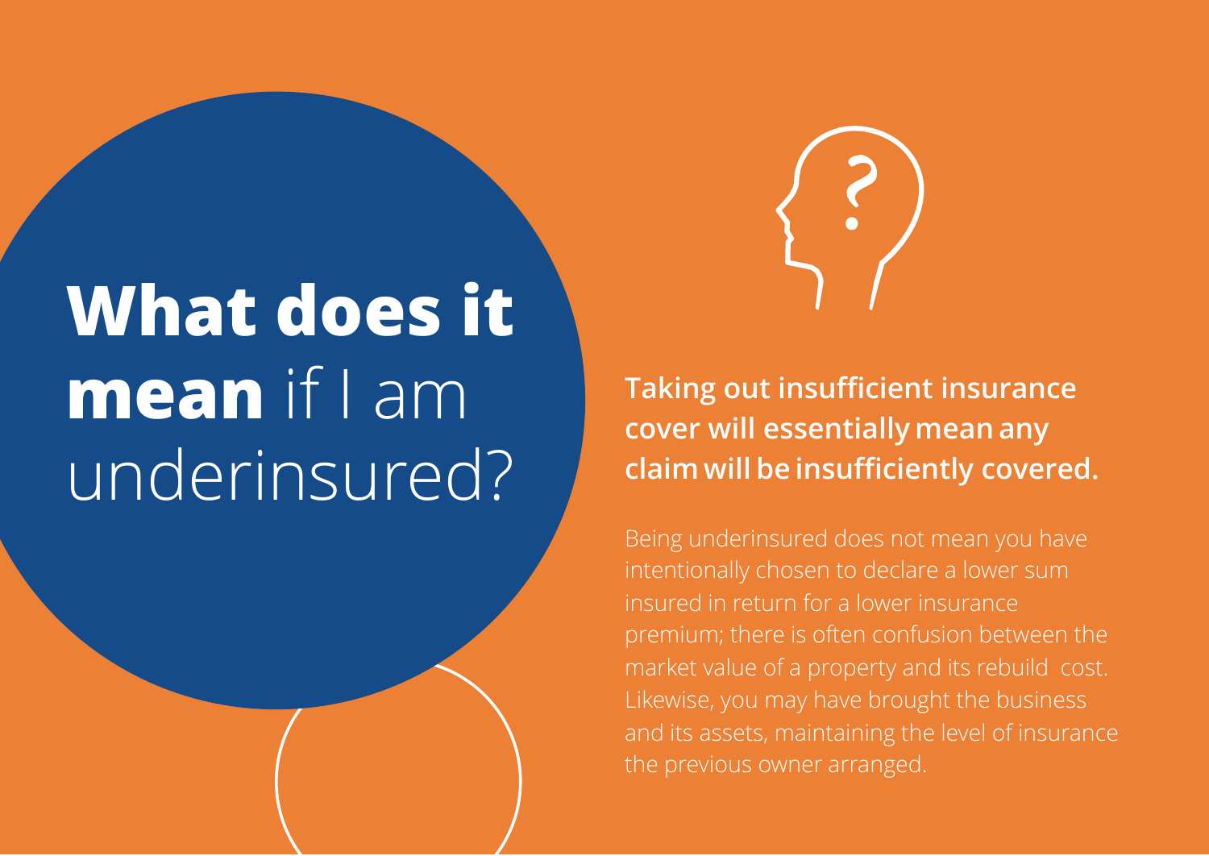# **What does it mean** if I am underinsured?

**Taking out insufficient insurance cover will essentially mean any claim will be insufficiently covered.**

Being underinsured does not mean you have intentionally chosen to declare a lower sum insured in return for a lower insurance premium; there is often confusion between the market value of a property and its rebuild cost. Likewise, you may have brought the business and its assets, maintaining the level of insurance the previous owner arranged.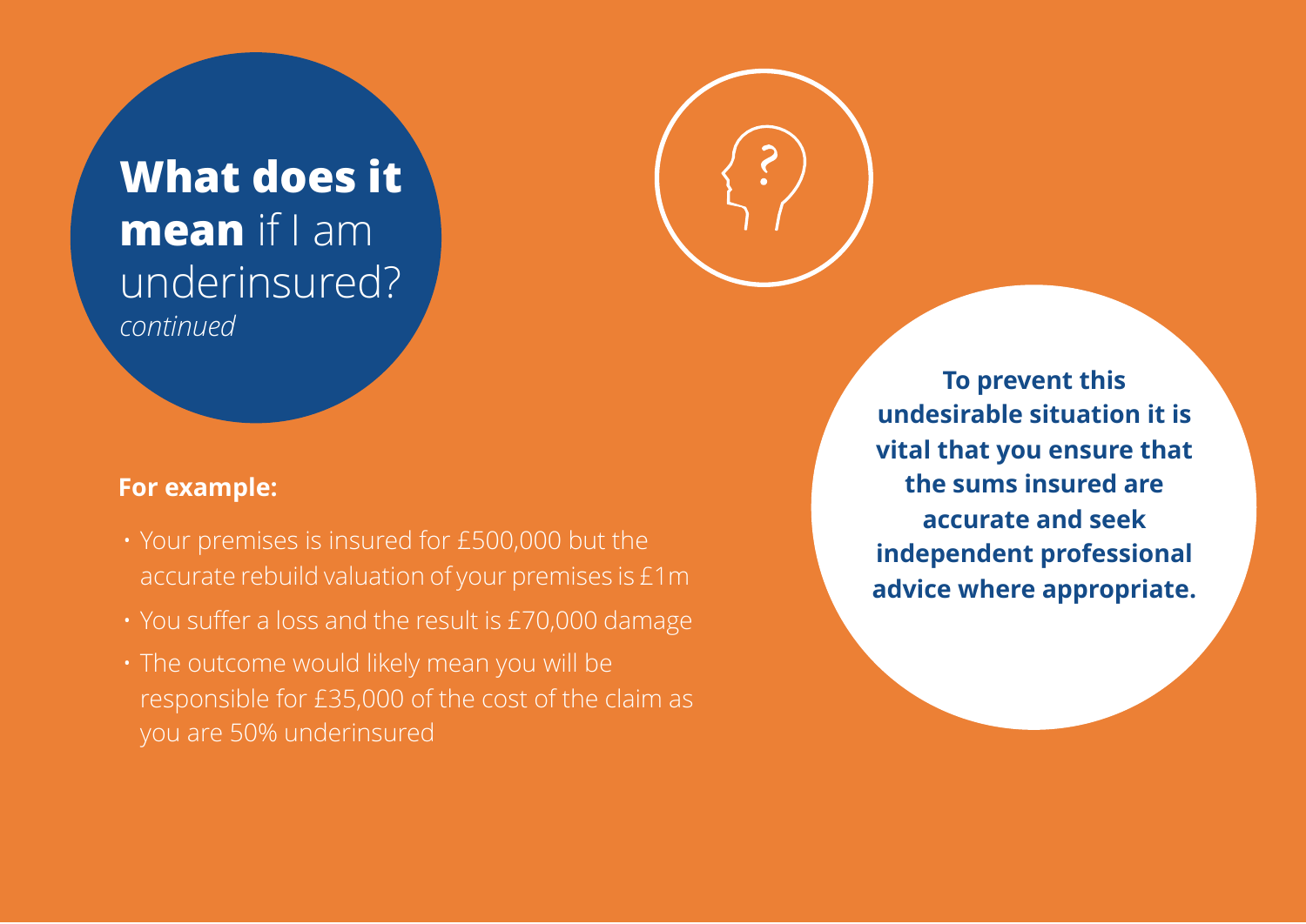# **What does it mean** if I am underinsured?

*continued*

**For example:**

- Your premises is insured for £500,000 but the accurate rebuild valuation of your premises is £1m
- You suffer a loss and the result is £70,000 damage
- The outcome would likely mean you will be responsible for £35,000 of the cost of the claim as you are 50% underinsured

**To prevent this undesirable situation it is vital that you ensure that the sums insured are accurate and seek independent professional advice where appropriate.**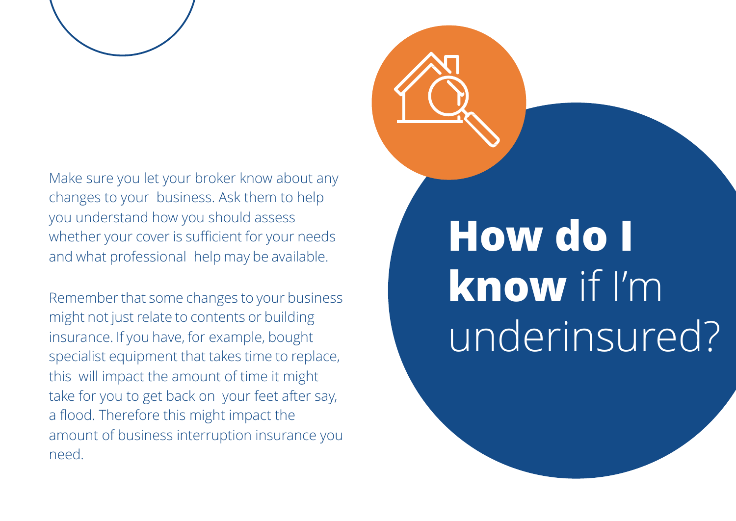# How do I know if I'm underinsured?

Make sure you let your broker know about any changes to your business. Ask them to help you understand how you should assess whether your cover is sufficient for your needs and what professional help may be available.

Remember that some changes to your business might not just relate to contents or building insurance. If you have, for example, bought specialist equipment that takes time to replace, this will impact the amount of time it might take for you to get back on your feet after say, a flood. Therefore this might impact the amount of business interruption insurance you need.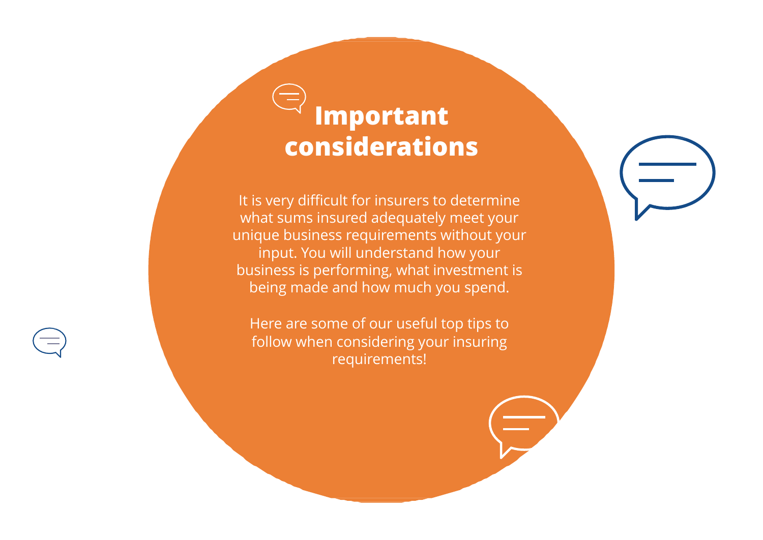# Important considerations

It is very difficult for insurers to determine what sums insured adequately meet your unique business requirements without your input. You will understand how your business is performing, what investment is being made and how much you spend.

Here are some of our useful top tips to follow when considering your insuring requirements!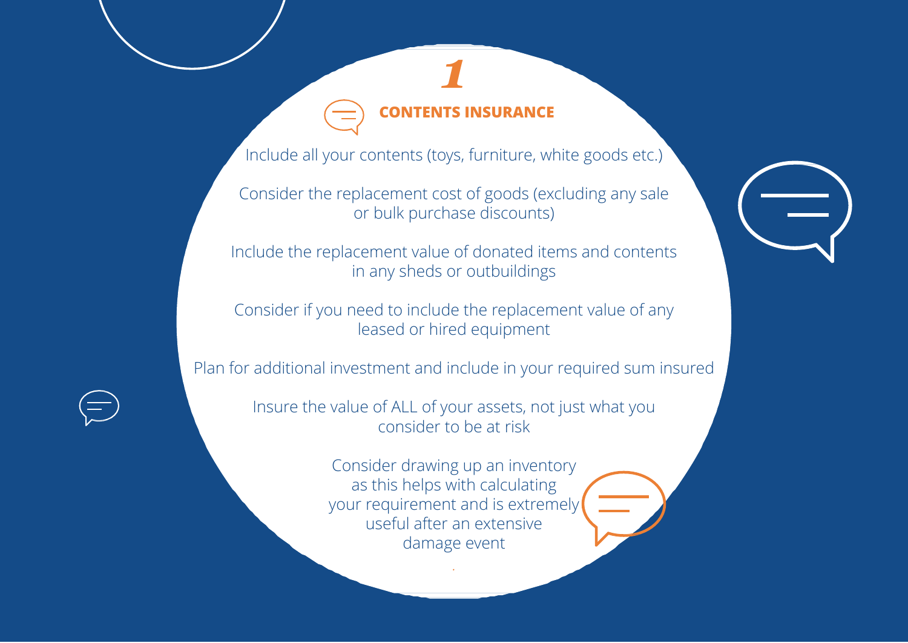# 1

## CONTENTS INSURANCE

Include all your contents (toys, furniture, white goods etc.)

Consider the replacement cost of goods (excluding any sale or bulk purchase discounts)

Include the replacement value of donated items and contents in any sheds or outbuildings

Consider if you need to include the replacement value of any leased or hired equipment

Plan for additional investment and include in your required sum insured

Insure the value of ALL of your assets, not just what you consider to be at risk

Consider drawing up an inventory as this helps with calculating your requirement and is extremely useful after an extensive damage event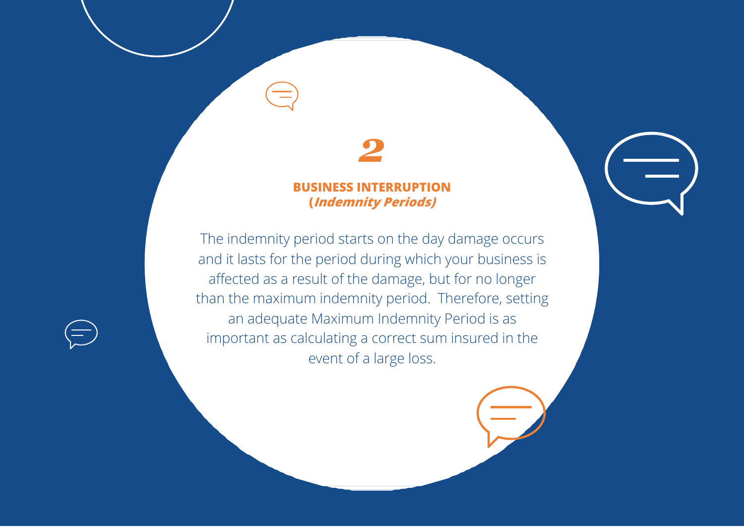## 2

### BUSINESS INTERRUPTION
### (*Indemnity Periods)*

The indemnity period starts on the day damage occurs and it lasts for the period during which your business is affected as a result of the damage, but for no longer than the maximum indemnity period.  Therefore, setting an adequate Maximum Indemnity Period is as important as calculating a correct sum insured in the event of a large loss.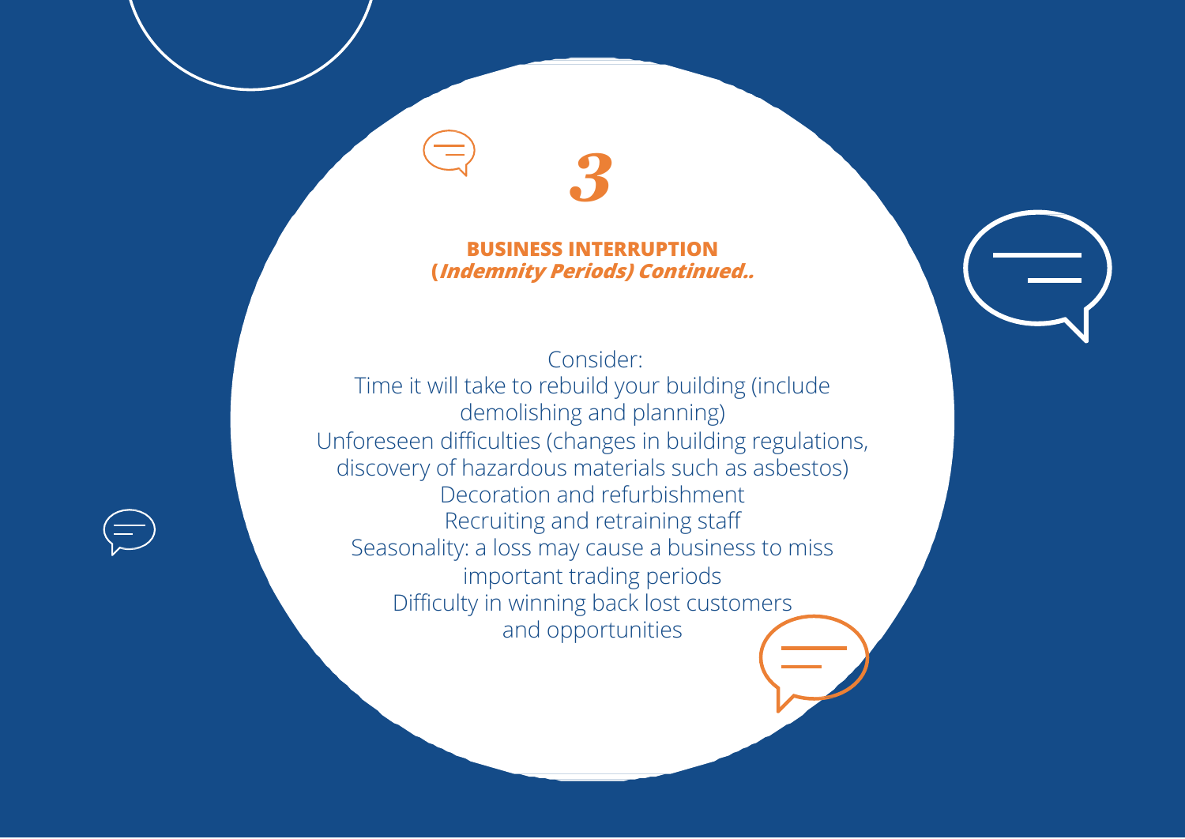## 3

### BUSINESS INTERRUPTION
### (*Indemnity Periods) Continued..*

Consider:

- Time it will take to rebuild your building (include demolishing and planning)
- Unforeseen difficulties (changes in building regulations, discovery of hazardous materials such as asbestos)
- Decoration and refurbishment
- Recruiting and retraining staff
- Seasonality: a loss may cause a business to miss important trading periods
- Difficulty in winning back lost customers and opportunities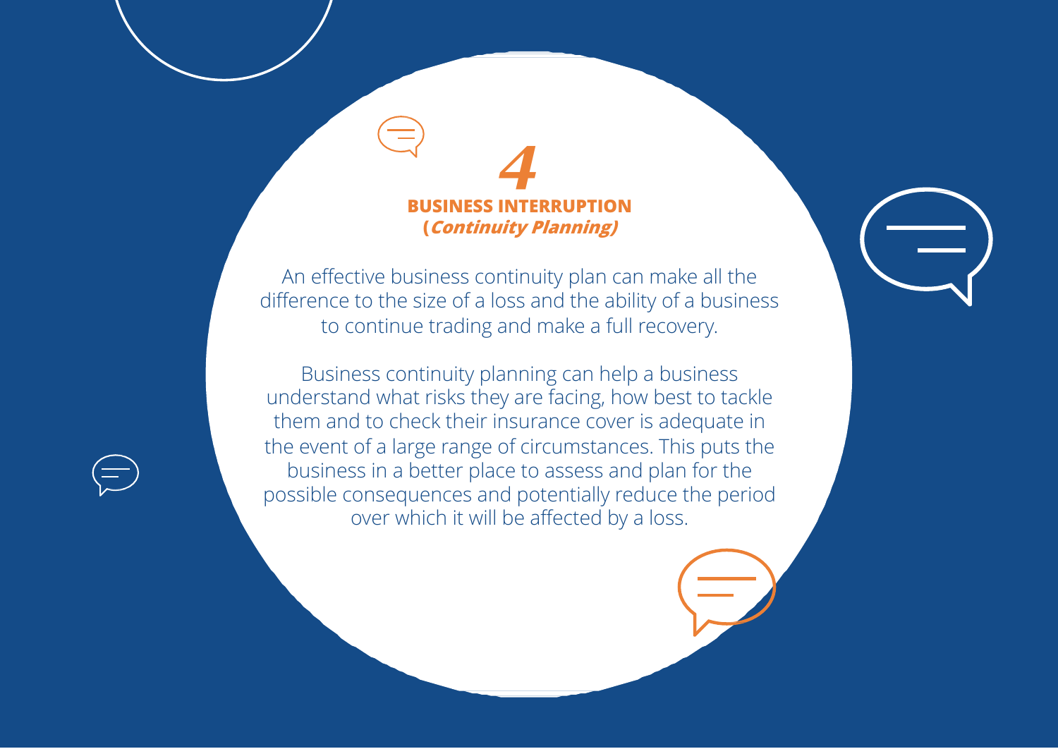# 4

## BUSINESS INTERRUPTION
## (*Continuity Planning)*

An effective business continuity plan can make all the difference to the size of a loss and the ability of a business to continue trading and make a full recovery.

Business continuity planning can help a business understand what risks they are facing, how best to tackle them and to check their insurance cover is adequate in the event of a large range of circumstances. This puts the business in a better place to assess and plan for the possible consequences and potentially reduce the period over which it will be affected by a loss.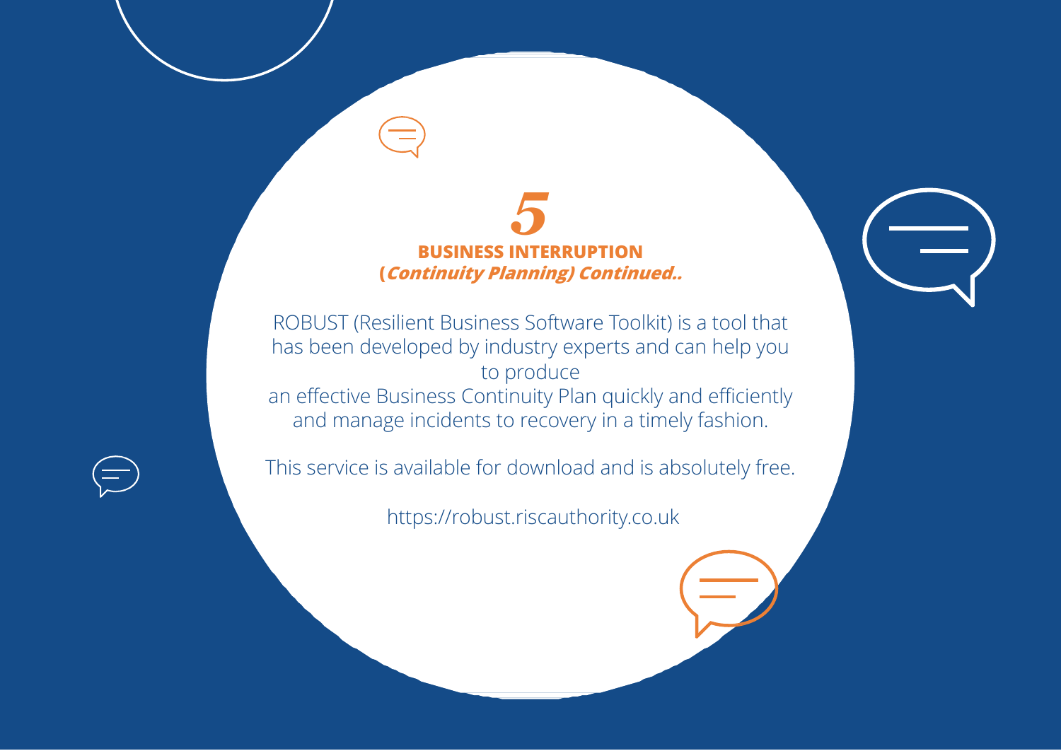## 5

## BUSINESS INTERRUPTION

***(Continuity Planning) Continued..***

ROBUST (Resilient Business Software Toolkit) is a tool that has been developed by industry experts and can help you to produce an effective Business Continuity Plan quickly and efficiently and manage incidents to recovery in a timely fashion.

This service is available for download and is absolutely free.

https://robust.riscauthority.co.uk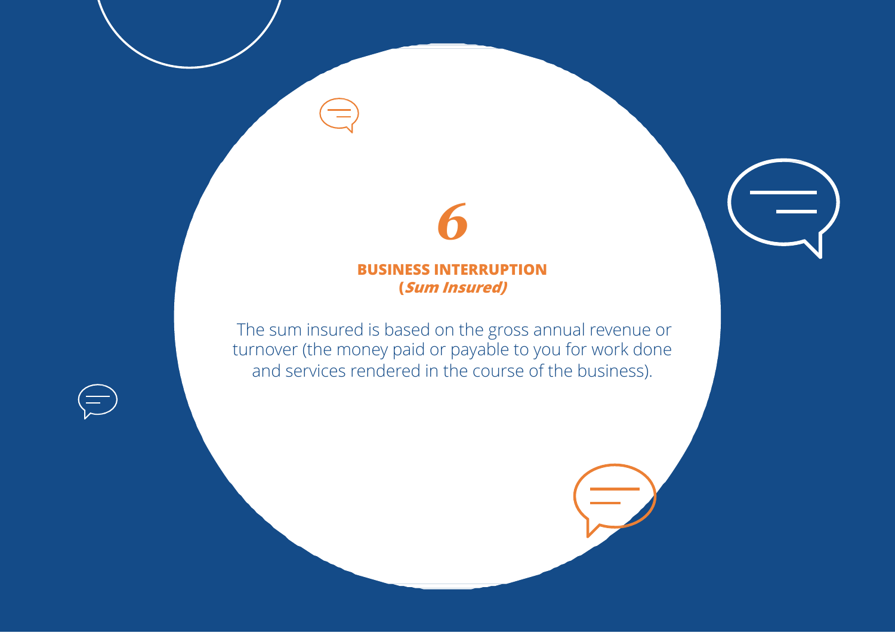# 6

## BUSINESS INTERRUPTION
**(*Sum Insured*)**

The sum insured is based on the gross annual revenue or turnover (the money paid or payable to you for work done and services rendered in the course of the business).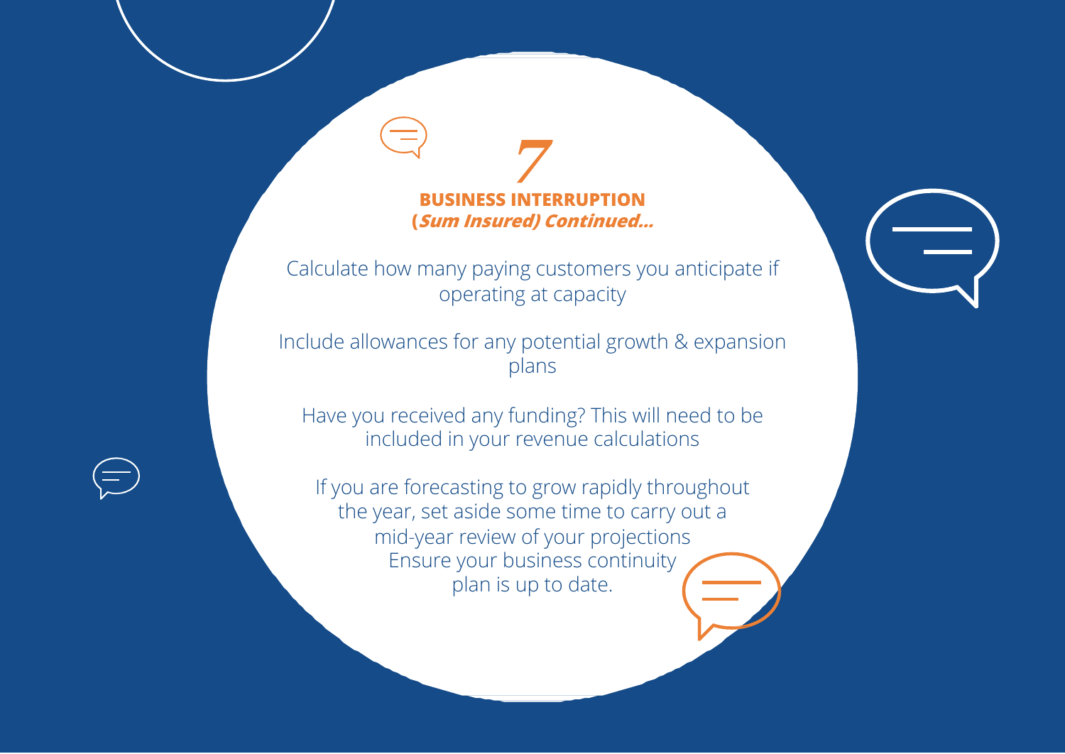# 7

## BUSINESS INTERRUPTION
### *(Sum Insured) Continued...*

Calculate how many paying customers you anticipate if operating at capacity

Include allowances for any potential growth & expansion plans

Have you received any funding? This will need to be included in your revenue calculations

If you are forecasting to grow rapidly throughout the year, set aside some time to carry out a mid-year review of your projections
Ensure your business continuity plan is up to date.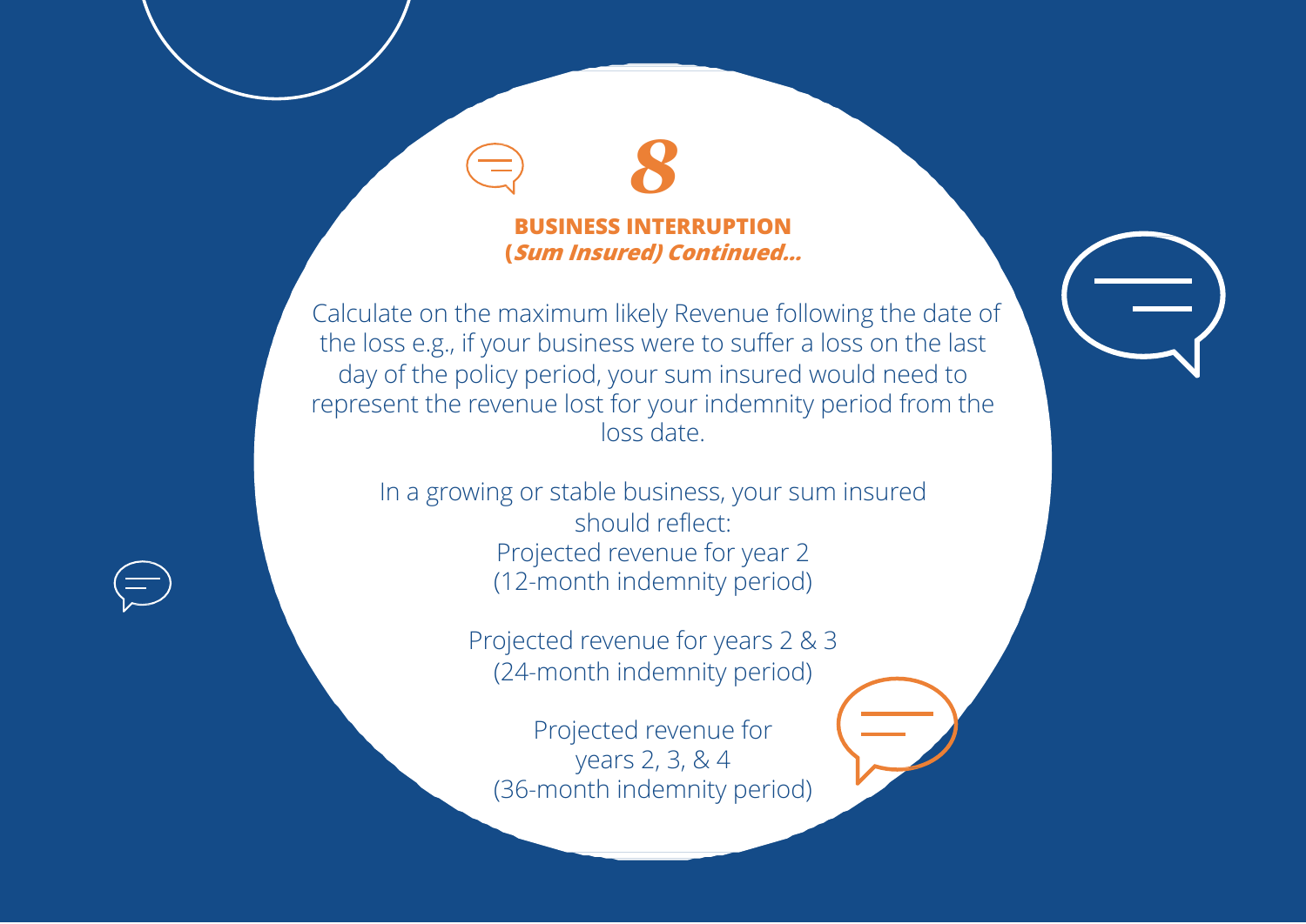# 8

## BUSINESS INTERRUPTION
### (*Sum Insured) Continued...*

Calculate on the maximum likely Revenue following the date of the loss e.g., if your business were to suffer a loss on the last day of the policy period, your sum insured would need to represent the revenue lost for your indemnity period from the loss date.

In a growing or stable business, your sum insured should reflect:

Projected revenue for year 2
(12-month indemnity period)

Projected revenue for years 2 & 3
(24-month indemnity period)

Projected revenue for years 2, 3, & 4
(36-month indemnity period)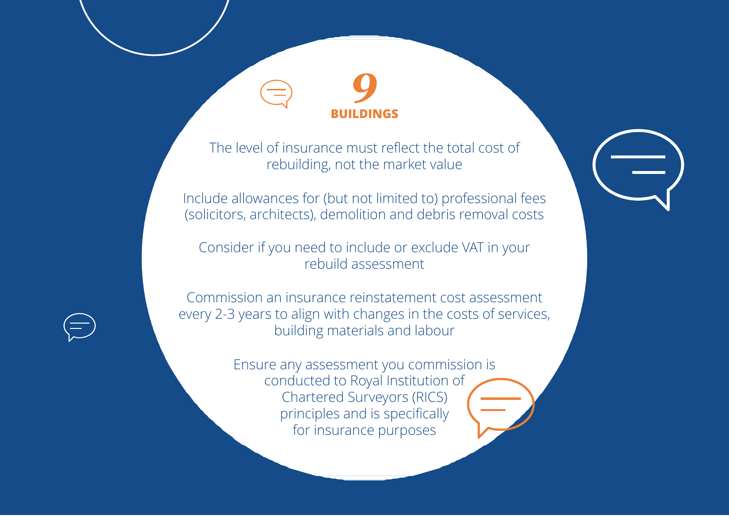# 9
## BUILDINGS

The level of insurance must reflect the total cost of rebuilding, not the market value

Include allowances for (but not limited to) professional fees (solicitors, architects), demolition and debris removal costs

Consider if you need to include or exclude VAT in your rebuild assessment

Commission an insurance reinstatement cost assessment every 2-3 years to align with changes in the costs of services, building materials and labour

Ensure any assessment you commission is conducted to Royal Institution of Chartered Surveyors (RICS) principles and is specifically for insurance purposes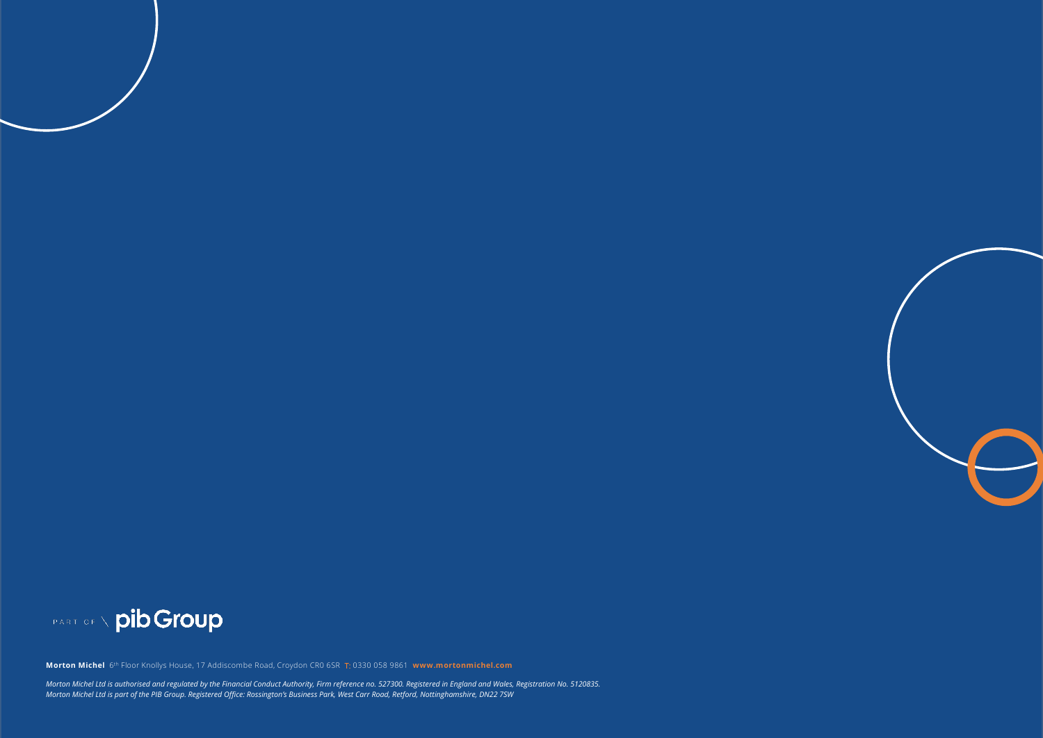PART OF \ pib Group

**Morton Michel** 6th Floor Knollys House, 17 Addiscombe Road, Croydon CR0 6SR T: 0330 058 9861 **www.mortonmichel.com**

*Morton Michel Ltd is authorised and regulated by the Financial Conduct Authority, Firm reference no. 527300. Registered in England and Wales, Registration No. 5120835.*
*Morton Michel Ltd is part of the PIB Group. Registered Office: Rossington's Business Park, West Carr Road, Retford, Nottinghamshire, DN22 7SW*